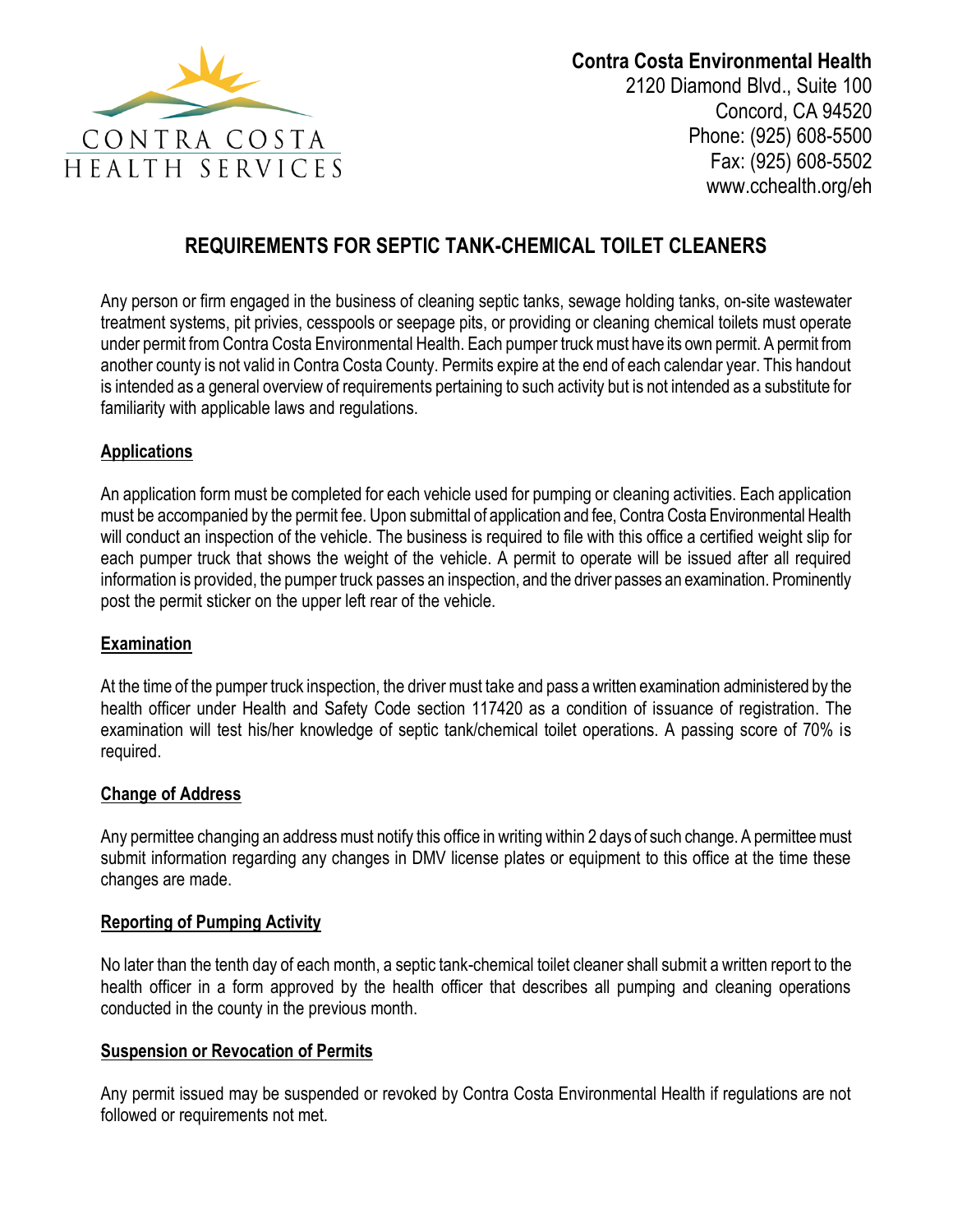CONTRA COSTA
HEALTH SERVICES

**Contra Costa Environmental Health**
2120 Diamond Blvd., Suite 100
Concord, CA 94520
Phone: (925) 608-5500
Fax: (925) 608-5502
www.cchealth.org/eh

# REQUIREMENTS FOR SEPTIC TANK-CHEMICAL TOILET CLEANERS

Any person or firm engaged in the business of cleaning septic tanks, sewage holding tanks, on-site wastewater treatment systems, pit privies, cesspools or seepage pits, or providing or cleaning chemical toilets must operate under permit from Contra Costa Environmental Health. Each pumper truck must have its own permit. A permit from another county is not valid in Contra Costa County. Permits expire at the end of each calendar year. This handout is intended as a general overview of requirements pertaining to such activity but is not intended as a substitute for familiarity with applicable laws and regulations.

## Applications

An application form must be completed for each vehicle used for pumping or cleaning activities. Each application must be accompanied by the permit fee. Upon submittal of application and fee, Contra Costa Environmental Health will conduct an inspection of the vehicle. The business is required to file with this office a certified weight slip for each pumper truck that shows the weight of the vehicle. A permit to operate will be issued after all required information is provided, the pumper truck passes an inspection, and the driver passes an examination. Prominently post the permit sticker on the upper left rear of the vehicle.

## Examination

At the time of the pumper truck inspection, the driver must take and pass a written examination administered by the health officer under Health and Safety Code section 117420 as a condition of issuance of registration. The examination will test his/her knowledge of septic tank/chemical toilet operations. A passing score of 70% is required.

## Change of Address

Any permittee changing an address must notify this office in writing within 2 days of such change. A permittee must submit information regarding any changes in DMV license plates or equipment to this office at the time these changes are made.

## Reporting of Pumping Activity

No later than the tenth day of each month, a septic tank-chemical toilet cleaner shall submit a written report to the health officer in a form approved by the health officer that describes all pumping and cleaning operations conducted in the county in the previous month.

## Suspension or Revocation of Permits

Any permit issued may be suspended or revoked by Contra Costa Environmental Health if regulations are not followed or requirements not met.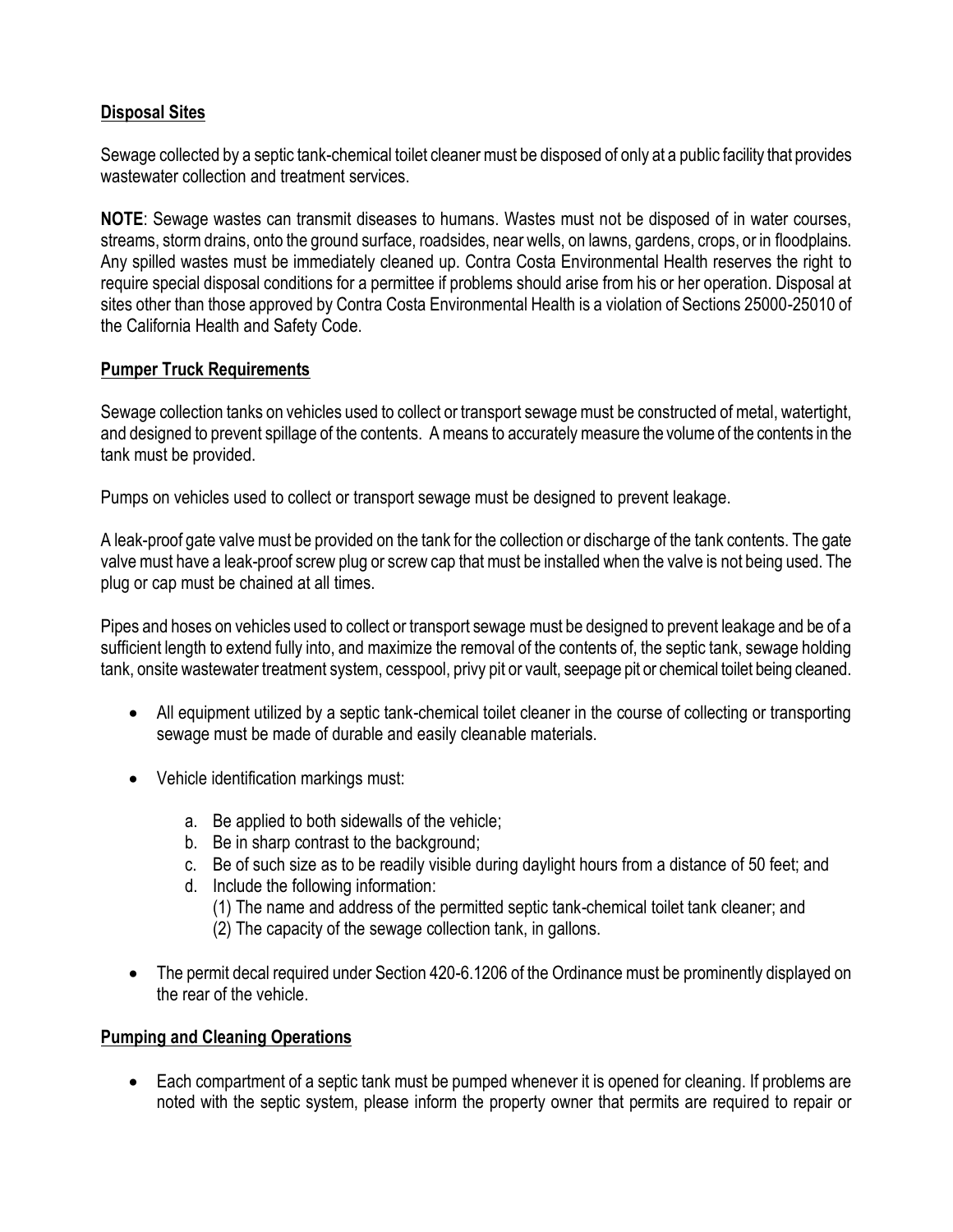## Disposal Sites

Sewage collected by a septic tank-chemical toilet cleaner must be disposed of only at a public facility that provides wastewater collection and treatment services.

**NOTE**: Sewage wastes can transmit diseases to humans. Wastes must not be disposed of in water courses, streams, storm drains, onto the ground surface, roadsides, near wells, on lawns, gardens, crops, or in floodplains. Any spilled wastes must be immediately cleaned up. Contra Costa Environmental Health reserves the right to require special disposal conditions for a permittee if problems should arise from his or her operation. Disposal at sites other than those approved by Contra Costa Environmental Health is a violation of Sections 25000-25010 of the California Health and Safety Code.

## Pumper Truck Requirements

Sewage collection tanks on vehicles used to collect or transport sewage must be constructed of metal, watertight, and designed to prevent spillage of the contents. A means to accurately measure the volume of the contents in the tank must be provided.

Pumps on vehicles used to collect or transport sewage must be designed to prevent leakage.

A leak-proof gate valve must be provided on the tank for the collection or discharge of the tank contents. The gate valve must have a leak-proof screw plug or screw cap that must be installed when the valve is not being used. The plug or cap must be chained at all times.

Pipes and hoses on vehicles used to collect or transport sewage must be designed to prevent leakage and be of a sufficient length to extend fully into, and maximize the removal of the contents of, the septic tank, sewage holding tank, onsite wastewater treatment system, cesspool, privy pit or vault, seepage pit or chemical toilet being cleaned.

- All equipment utilized by a septic tank-chemical toilet cleaner in the course of collecting or transporting sewage must be made of durable and easily cleanable materials.
- Vehicle identification markings must:
    - a. Be applied to both sidewalls of the vehicle;
    - b. Be in sharp contrast to the background;
    - c. Be of such size as to be readily visible during daylight hours from a distance of 50 feet; and
    - d. Include the following information:
        - (1) The name and address of the permitted septic tank-chemical toilet tank cleaner; and
        - (2) The capacity of the sewage collection tank, in gallons.
- The permit decal required under Section 420-6.1206 of the Ordinance must be prominently displayed on the rear of the vehicle.

## Pumping and Cleaning Operations

- Each compartment of a septic tank must be pumped whenever it is opened for cleaning. If problems are noted with the septic system, please inform the property owner that permits are required to repair or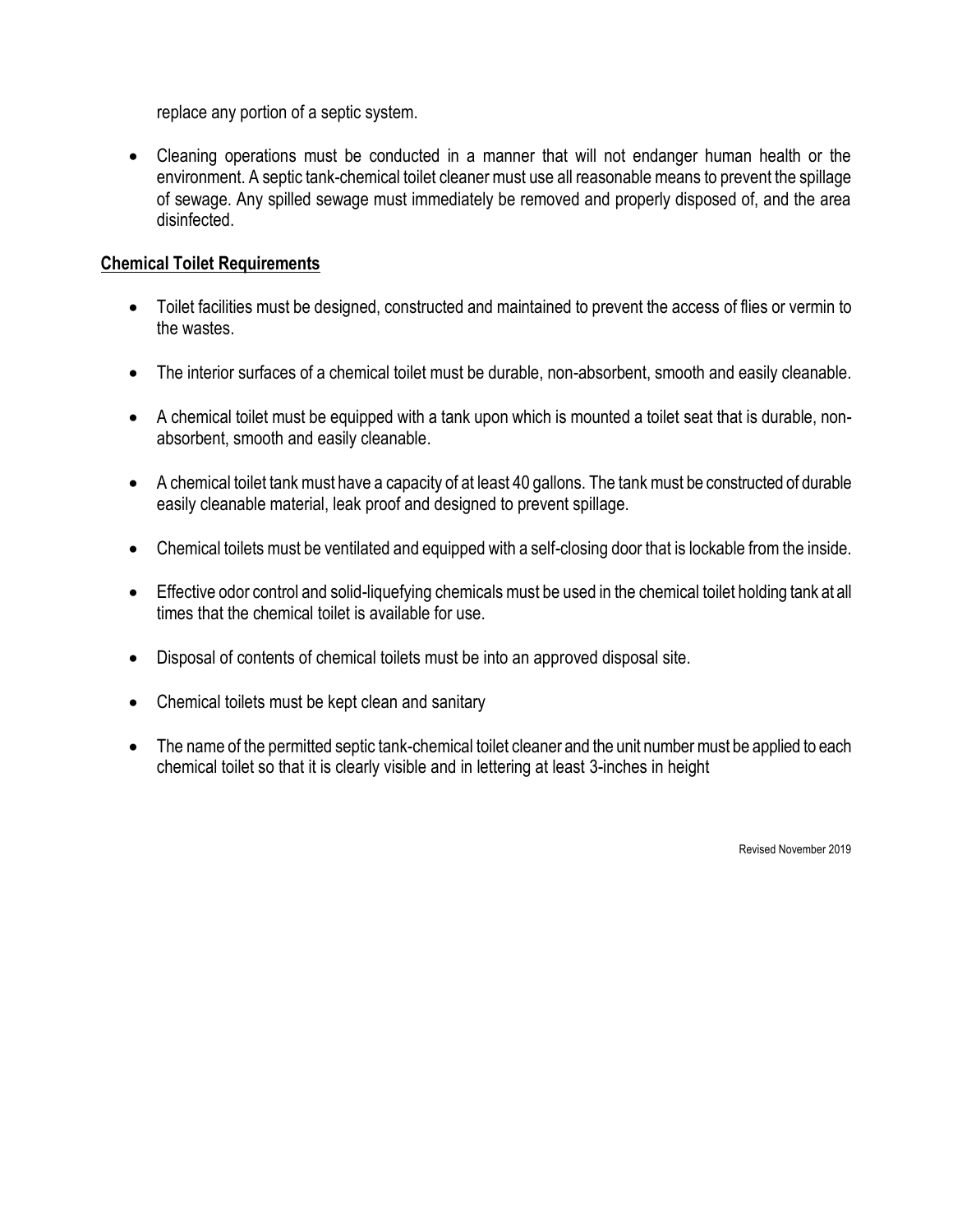replace any portion of a septic system.

- Cleaning operations must be conducted in a manner that will not endanger human health or the environment. A septic tank-chemical toilet cleaner must use all reasonable means to prevent the spillage of sewage. Any spilled sewage must immediately be removed and properly disposed of, and the area disinfected.

**Chemical Toilet Requirements**

- Toilet facilities must be designed, constructed and maintained to prevent the access of flies or vermin to the wastes.
- The interior surfaces of a chemical toilet must be durable, non-absorbent, smooth and easily cleanable.
- A chemical toilet must be equipped with a tank upon which is mounted a toilet seat that is durable, non-absorbent, smooth and easily cleanable.
- A chemical toilet tank must have a capacity of at least 40 gallons. The tank must be constructed of durable easily cleanable material, leak proof and designed to prevent spillage.
- Chemical toilets must be ventilated and equipped with a self-closing door that is lockable from the inside.
- Effective odor control and solid-liquefying chemicals must be used in the chemical toilet holding tank at all times that the chemical toilet is available for use.
- Disposal of contents of chemical toilets must be into an approved disposal site.
- Chemical toilets must be kept clean and sanitary
- The name of the permitted septic tank-chemical toilet cleaner and the unit number must be applied to each chemical toilet so that it is clearly visible and in lettering at least 3-inches in height

Revised November 2019